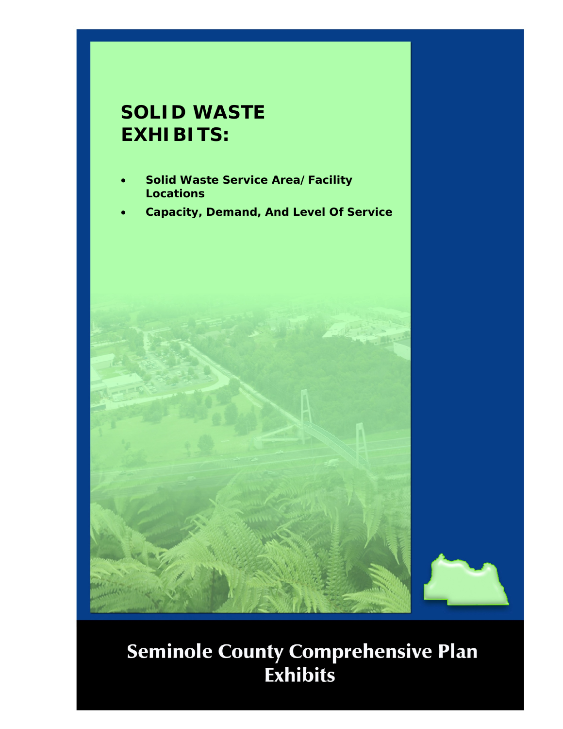# SOLID WASTE EXHIBITS:

- **Solid Waste Service Area/Facility Locations**
- **Capacity, Demand, And Level Of Service**

**Seminole County Comprehensive Plan Exhibits**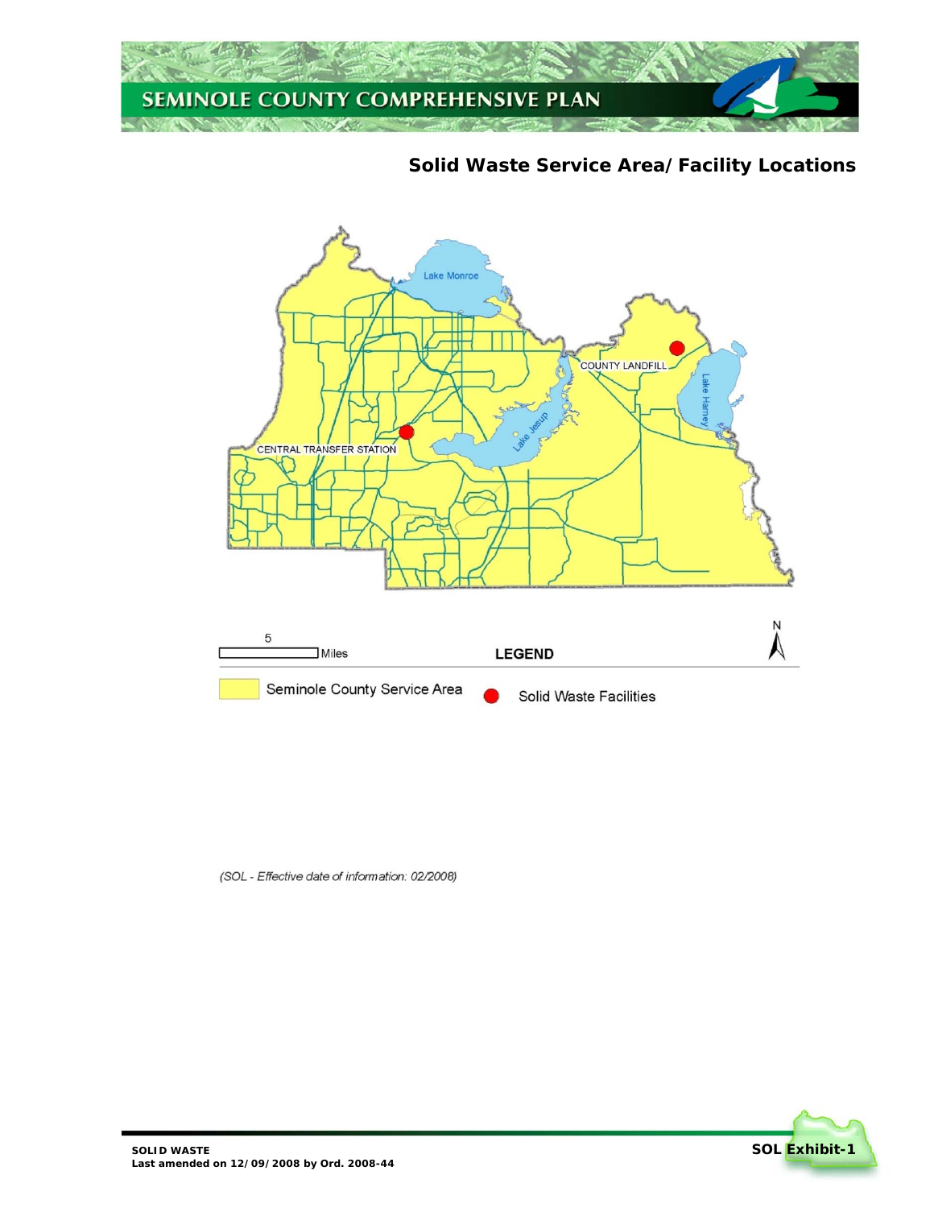## Solid Waste Service Area/Facility Locations

Lake Monroe

COUNTY LANDFILL

Lake Harney

Lake Jesup

CENTRAL TRANSFER STATION

5 Miles

N

**LEGEND**

Seminole County Service Area

Solid Waste Facilities

*(SOL - Effective date of information: 02/2008)*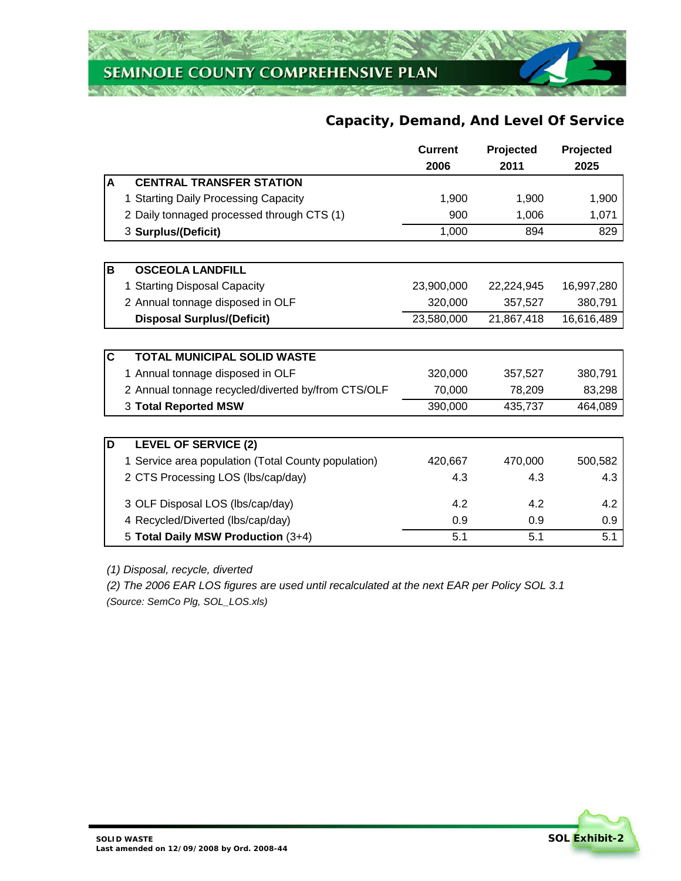## Capacity, Demand, And Level Of Service

| | | Current 2006 | Projected 2011 | Projected 2025 |
|---|---|---|---|---|
| **A** | **CENTRAL TRANSFER STATION** | | | |
| | 1 Starting Daily Processing Capacity | 1,900 | 1,900 | 1,900 |
| | 2 Daily tonnaged processed through CTS (1) | 900 | 1,006 | 1,071 |
| | 3 **Surplus/(Deficit)** | 1,000 | 894 | 829 |
| **B** | **OSCEOLA LANDFILL** | | | |
| | 1 Starting Disposal Capacity | 23,900,000 | 22,224,945 | 16,997,280 |
| | 2 Annual tonnage disposed in OLF | 320,000 | 357,527 | 380,791 |
| | **Disposal Surplus/(Deficit)** | 23,580,000 | 21,867,418 | 16,616,489 |
| **C** | **TOTAL MUNICIPAL SOLID WASTE** | | | |
| | 1 Annual tonnage disposed in OLF | 320,000 | 357,527 | 380,791 |
| | 2 Annual tonnage recycled/diverted by/from CTS/OLF | 70,000 | 78,209 | 83,298 |
| | 3 **Total Reported MSW** | 390,000 | 435,737 | 464,089 |
| **D** | **LEVEL OF SERVICE (2)** | | | |
| | 1 Service area population (Total County population) | 420,667 | 470,000 | 500,582 |
| | 2 CTS Processing LOS (lbs/cap/day) | 4.3 | 4.3 | 4.3 |
| | 3 OLF Disposal LOS (lbs/cap/day) | 4.2 | 4.2 | 4.2 |
| | 4 Recycled/Diverted (lbs/cap/day) | 0.9 | 0.9 | 0.9 |
| | 5 **Total Daily MSW Production** (3+4) | 5.1 | 5.1 | 5.1 |

*(1) Disposal, recycle, diverted*

*(2) The 2006 EAR LOS figures are used until recalculated at the next EAR per Policy SOL 3.1*

*(Source: SemCo Plg, SOL_LOS.xls)*